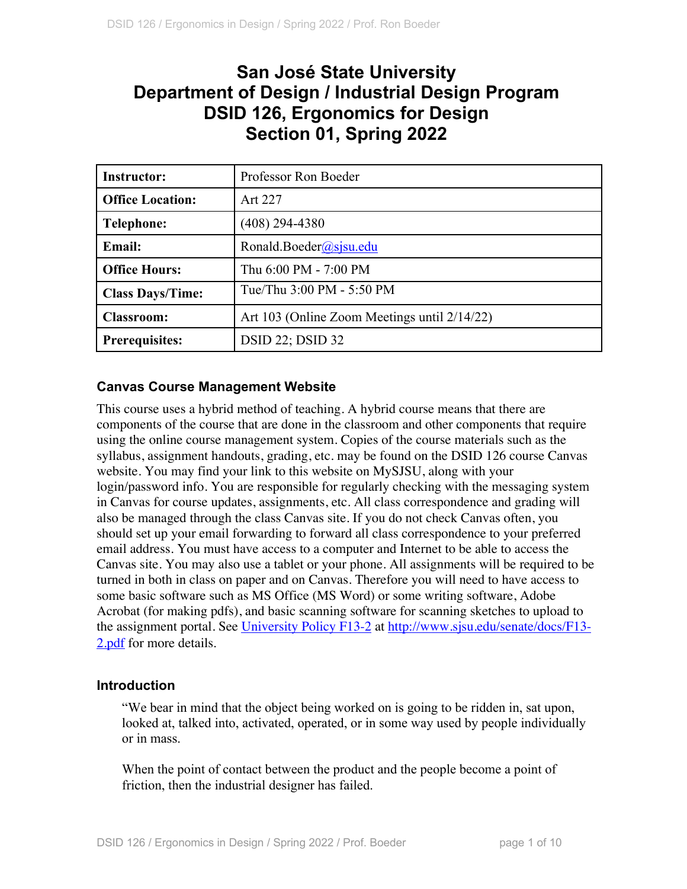# San José State University
# Department of Design / Industrial Design Program
# DSID 126, Ergonomics for Design
# Section 01, Spring 2022

| | |
|---|---|
| **Instructor:** | Professor Ron Boeder |
| **Office Location:** | Art 227 |
| **Telephone:** | (408) 294-4380 |
| **Email:** | Ronald.Boeder@sjsu.edu |
| **Office Hours:** | Thu 6:00 PM - 7:00 PM |
| **Class Days/Time:** | Tue/Thu 3:00 PM - 5:50 PM |
| **Classroom:** | Art 103 (Online Zoom Meetings until 2/14/22) |
| **Prerequisites:** | DSID 22; DSID 32 |

### Canvas Course Management Website

This course uses a hybrid method of teaching. A hybrid course means that there are components of the course that are done in the classroom and other components that require using the online course management system. Copies of the course materials such as the syllabus, assignment handouts, grading, etc. may be found on the DSID 126 course Canvas website. You may find your link to this website on MySJSU, along with your login/password info. You are responsible for regularly checking with the messaging system in Canvas for course updates, assignments, etc. All class correspondence and grading will also be managed through the class Canvas site. If you do not check Canvas often, you should set up your email forwarding to forward all class correspondence to your preferred email address. You must have access to a computer and Internet to be able to access the Canvas site. You may also use a tablet or your phone. All assignments will be required to be turned in both in class on paper and on Canvas. Therefore you will need to have access to some basic software such as MS Office (MS Word) or some writing software, Adobe Acrobat (for making pdfs), and basic scanning software for scanning sketches to upload to the assignment portal. See University Policy F13-2 at http://www.sjsu.edu/senate/docs/F13-2.pdf for more details.

### Introduction

> "We bear in mind that the object being worked on is going to be ridden in, sat upon, looked at, talked into, activated, operated, or in some way used by people individually or in mass.
>
> When the point of contact between the product and the people become a point of friction, then the industrial designer has failed.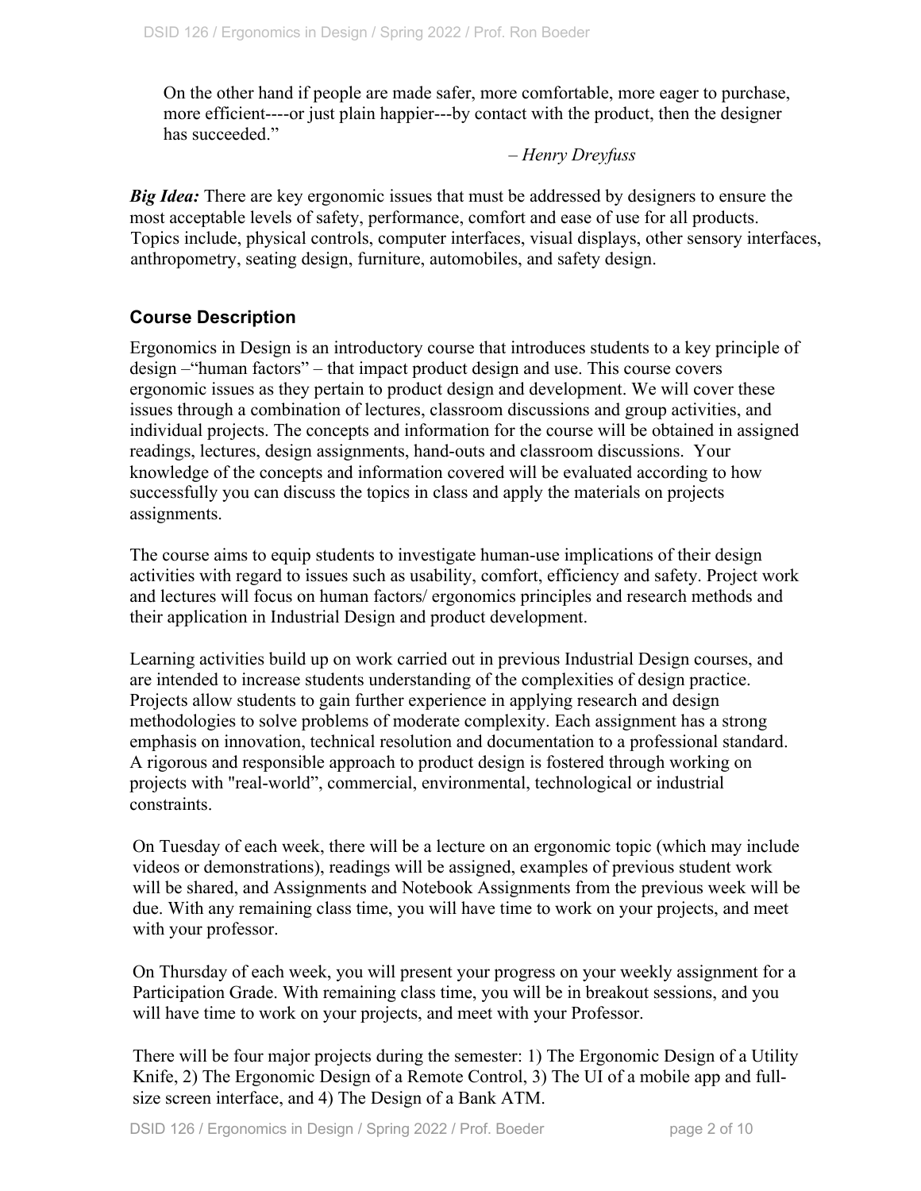On the other hand if people are made safer, more comfortable, more eager to purchase, more efficient----or just plain happier---by contact with the product, then the designer has succeeded."

*– Henry Dreyfuss*

***Big Idea:*** There are key ergonomic issues that must be addressed by designers to ensure the most acceptable levels of safety, performance, comfort and ease of use for all products. Topics include, physical controls, computer interfaces, visual displays, other sensory interfaces, anthropometry, seating design, furniture, automobiles, and safety design.

## Course Description

Ergonomics in Design is an introductory course that introduces students to a key principle of design –"human factors" – that impact product design and use. This course covers ergonomic issues as they pertain to product design and development. We will cover these issues through a combination of lectures, classroom discussions and group activities, and individual projects. The concepts and information for the course will be obtained in assigned readings, lectures, design assignments, hand-outs and classroom discussions. Your knowledge of the concepts and information covered will be evaluated according to how successfully you can discuss the topics in class and apply the materials on projects assignments.

The course aims to equip students to investigate human-use implications of their design activities with regard to issues such as usability, comfort, efficiency and safety. Project work and lectures will focus on human factors/ ergonomics principles and research methods and their application in Industrial Design and product development.

Learning activities build up on work carried out in previous Industrial Design courses, and are intended to increase students understanding of the complexities of design practice. Projects allow students to gain further experience in applying research and design methodologies to solve problems of moderate complexity. Each assignment has a strong emphasis on innovation, technical resolution and documentation to a professional standard. A rigorous and responsible approach to product design is fostered through working on projects with "real-world", commercial, environmental, technological or industrial constraints.

On Tuesday of each week, there will be a lecture on an ergonomic topic (which may include videos or demonstrations), readings will be assigned, examples of previous student work will be shared, and Assignments and Notebook Assignments from the previous week will be due. With any remaining class time, you will have time to work on your projects, and meet with your professor.

On Thursday of each week, you will present your progress on your weekly assignment for a Participation Grade. With remaining class time, you will be in breakout sessions, and you will have time to work on your projects, and meet with your Professor.

There will be four major projects during the semester: 1) The Ergonomic Design of a Utility Knife, 2) The Ergonomic Design of a Remote Control, 3) The UI of a mobile app and full-size screen interface, and 4) The Design of a Bank ATM.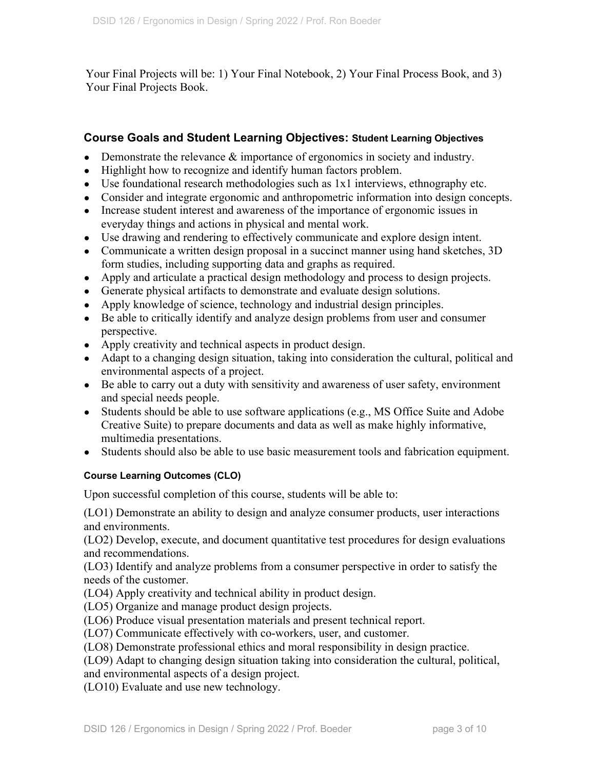Your Final Projects will be: 1) Your Final Notebook, 2) Your Final Process Book, and 3) Your Final Projects Book.

## Course Goals and Student Learning Objectives: Student Learning Objectives

- Demonstrate the relevance & importance of ergonomics in society and industry.
- Highlight how to recognize and identify human factors problem.
- Use foundational research methodologies such as 1x1 interviews, ethnography etc.
- Consider and integrate ergonomic and anthropometric information into design concepts.
- Increase student interest and awareness of the importance of ergonomic issues in everyday things and actions in physical and mental work.
- Use drawing and rendering to effectively communicate and explore design intent.
- Communicate a written design proposal in a succinct manner using hand sketches, 3D form studies, including supporting data and graphs as required.
- Apply and articulate a practical design methodology and process to design projects.
- Generate physical artifacts to demonstrate and evaluate design solutions.
- Apply knowledge of science, technology and industrial design principles.
- Be able to critically identify and analyze design problems from user and consumer perspective.
- Apply creativity and technical aspects in product design.
- Adapt to a changing design situation, taking into consideration the cultural, political and environmental aspects of a project.
- Be able to carry out a duty with sensitivity and awareness of user safety, environment and special needs people.
- Students should be able to use software applications (e.g., MS Office Suite and Adobe Creative Suite) to prepare documents and data as well as make highly informative, multimedia presentations.
- Students should also be able to use basic measurement tools and fabrication equipment.

### Course Learning Outcomes (CLO)

Upon successful completion of this course, students will be able to:

(LO1) Demonstrate an ability to design and analyze consumer products, user interactions and environments.

(LO2) Develop, execute, and document quantitative test procedures for design evaluations and recommendations.

(LO3) Identify and analyze problems from a consumer perspective in order to satisfy the needs of the customer.

(LO4) Apply creativity and technical ability in product design.

(LO5) Organize and manage product design projects.

(LO6) Produce visual presentation materials and present technical report.

(LO7) Communicate effectively with co-workers, user, and customer.

(LO8) Demonstrate professional ethics and moral responsibility in design practice.

(LO9) Adapt to changing design situation taking into consideration the cultural, political, and environmental aspects of a design project.

(LO10) Evaluate and use new technology.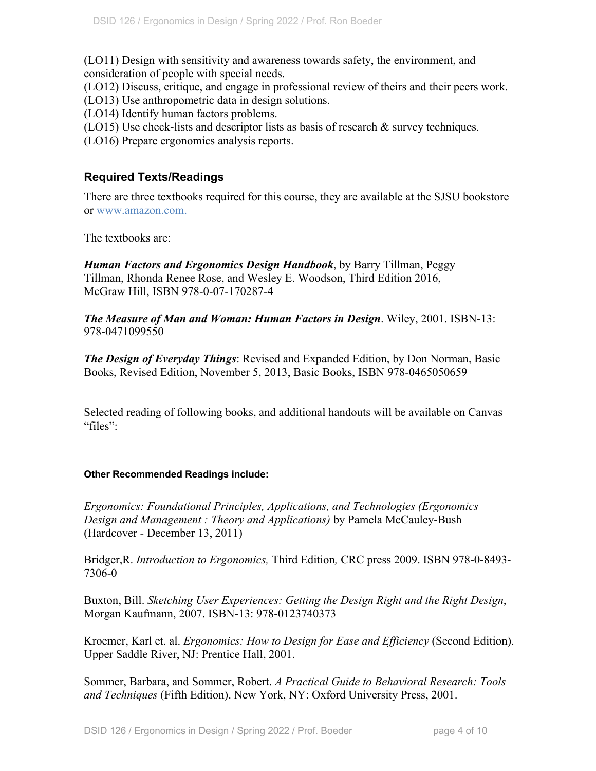(LO11) Design with sensitivity and awareness towards safety, the environment, and consideration of people with special needs.
(LO12) Discuss, critique, and engage in professional review of theirs and their peers work.
(LO13) Use anthropometric data in design solutions.
(LO14) Identify human factors problems.
(LO15) Use check-lists and descriptor lists as basis of research & survey techniques.
(LO16) Prepare ergonomics analysis reports.

## Required Texts/Readings

There are three textbooks required for this course, they are available at the SJSU bookstore or www.amazon.com.

The textbooks are:

***Human Factors and Ergonomics Design Handbook***, by Barry Tillman, Peggy Tillman, Rhonda Renee Rose, and Wesley E. Woodson, Third Edition 2016, McGraw Hill, ISBN 978-0-07-170287-4

***The Measure of Man and Woman: Human Factors in Design***. Wiley, 2001. ISBN-13: 978-0471099550

***The Design of Everyday Things***: Revised and Expanded Edition, by Don Norman, Basic Books, Revised Edition, November 5, 2013, Basic Books, ISBN 978-0465050659

Selected reading of following books, and additional handouts will be available on Canvas "files":

#### Other Recommended Readings include:

*Ergonomics: Foundational Principles, Applications, and Technologies (Ergonomics Design and Management : Theory and Applications)* by Pamela McCauley-Bush (Hardcover - December 13, 2011)

Bridger,R. *Introduction to Ergonomics,* Third Edition*,* CRC press 2009. ISBN 978-0-8493-7306-0

Buxton, Bill. *Sketching User Experiences: Getting the Design Right and the Right Design*, Morgan Kaufmann, 2007. ISBN-13: 978-0123740373

Kroemer, Karl et. al. *Ergonomics: How to Design for Ease and Efficiency* (Second Edition). Upper Saddle River, NJ: Prentice Hall, 2001.

Sommer, Barbara, and Sommer, Robert. *A Practical Guide to Behavioral Research: Tools and Techniques* (Fifth Edition). New York, NY: Oxford University Press, 2001.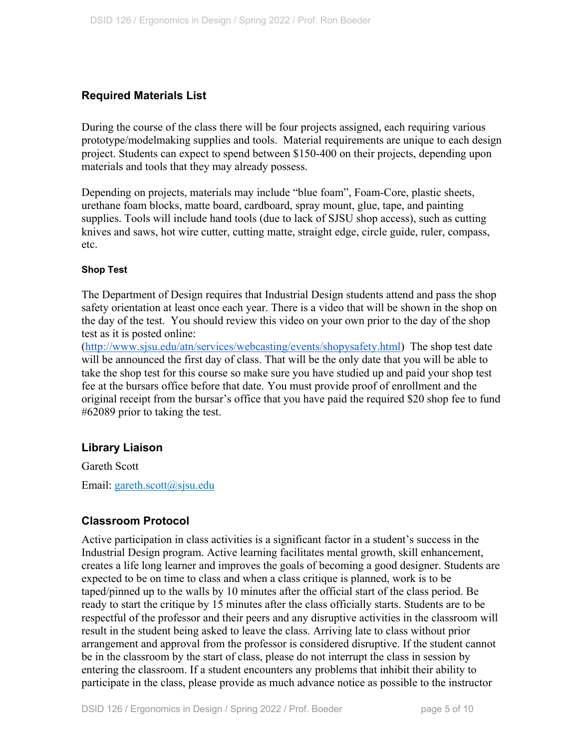## Required Materials List

During the course of the class there will be four projects assigned, each requiring various prototype/modelmaking supplies and tools. Material requirements are unique to each design project. Students can expect to spend between $150-400 on their projects, depending upon materials and tools that they may already possess.

Depending on projects, materials may include "blue foam", Foam-Core, plastic sheets, urethane foam blocks, matte board, cardboard, spray mount, glue, tape, and painting supplies. Tools will include hand tools (due to lack of SJSU shop access), such as cutting knives and saws, hot wire cutter, cutting matte, straight edge, circle guide, ruler, compass, etc.

### Shop Test

The Department of Design requires that Industrial Design students attend and pass the shop safety orientation at least once each year. There is a video that will be shown in the shop on the day of the test. You should review this video on your own prior to the day of the shop test as it is posted online: (http://www.sjsu.edu/atn/services/webcasting/events/shopysafety.html) The shop test date will be announced the first day of class. That will be the only date that you will be able to take the shop test for this course so make sure you have studied up and paid your shop test fee at the bursars office before that date. You must provide proof of enrollment and the original receipt from the bursar's office that you have paid the required $20 shop fee to fund #62089 prior to taking the test.

## Library Liaison

Gareth Scott

Email: gareth.scott@sjsu.edu

## Classroom Protocol

Active participation in class activities is a significant factor in a student's success in the Industrial Design program. Active learning facilitates mental growth, skill enhancement, creates a life long learner and improves the goals of becoming a good designer. Students are expected to be on time to class and when a class critique is planned, work is to be taped/pinned up to the walls by 10 minutes after the official start of the class period. Be ready to start the critique by 15 minutes after the class officially starts. Students are to be respectful of the professor and their peers and any disruptive activities in the classroom will result in the student being asked to leave the class. Arriving late to class without prior arrangement and approval from the professor is considered disruptive. If the student cannot be in the classroom by the start of class, please do not interrupt the class in session by entering the classroom. If a student encounters any problems that inhibit their ability to participate in the class, please provide as much advance notice as possible to the instructor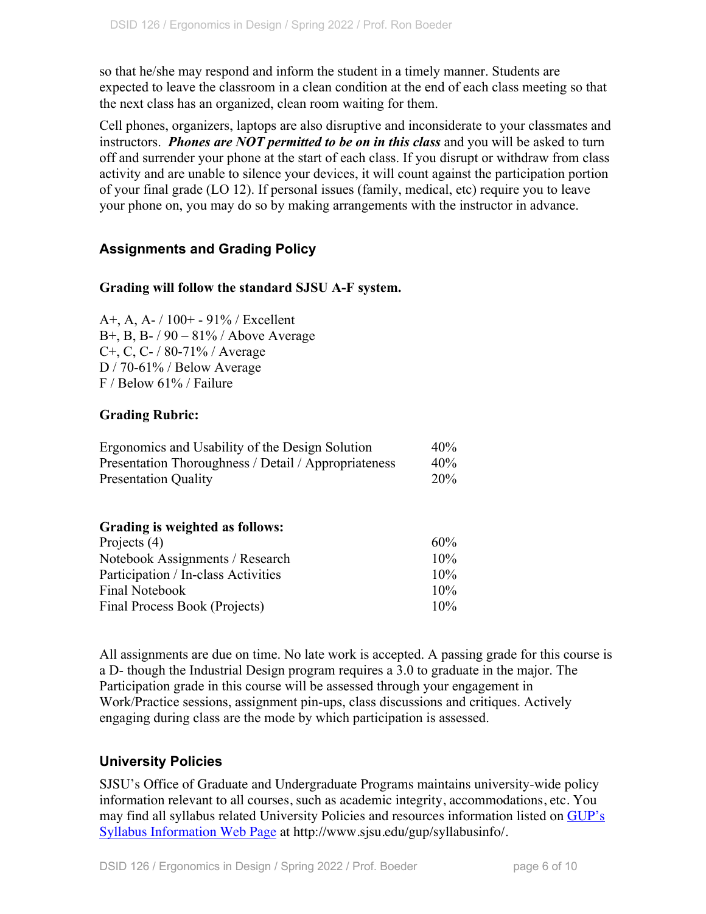so that he/she may respond and inform the student in a timely manner. Students are expected to leave the classroom in a clean condition at the end of each class meeting so that the next class has an organized, clean room waiting for them.

Cell phones, organizers, laptops are also disruptive and inconsiderate to your classmates and instructors. ***Phones are NOT permitted to be on in this class*** and you will be asked to turn off and surrender your phone at the start of each class. If you disrupt or withdraw from class activity and are unable to silence your devices, it will count against the participation portion of your final grade (LO 12). If personal issues (family, medical, etc) require you to leave your phone on, you may do so by making arrangements with the instructor in advance.

## Assignments and Grading Policy

**Grading will follow the standard SJSU A-F system.**

A+, A, A- / 100+ - 91% / Excellent
B+, B, B- / 90 – 81% / Above Average
C+, C, C- / 80-71% / Average
D / 70-61% / Below Average
F / Below 61% / Failure

**Grading Rubric:**

| | |
|---|---|
| Ergonomics and Usability of the Design Solution | 40% |
| Presentation Thoroughness / Detail / Appropriateness | 40% |
| Presentation Quality | 20% |

**Grading is weighted as follows:**

| | |
|---|---|
| Projects (4) | 60% |
| Notebook Assignments / Research | 10% |
| Participation / In-class Activities | 10% |
| Final Notebook | 10% |
| Final Process Book (Projects) | 10% |

All assignments are due on time. No late work is accepted. A passing grade for this course is a D- though the Industrial Design program requires a 3.0 to graduate in the major. The Participation grade in this course will be assessed through your engagement in Work/Practice sessions, assignment pin-ups, class discussions and critiques. Actively engaging during class are the mode by which participation is assessed.

## University Policies

SJSU's Office of Graduate and Undergraduate Programs maintains university-wide policy information relevant to all courses, such as academic integrity, accommodations, etc. You may find all syllabus related University Policies and resources information listed on [GUP's Syllabus Information Web Page](http://www.sjsu.edu/gup/syllabusinfo/) at http://www.sjsu.edu/gup/syllabusinfo/.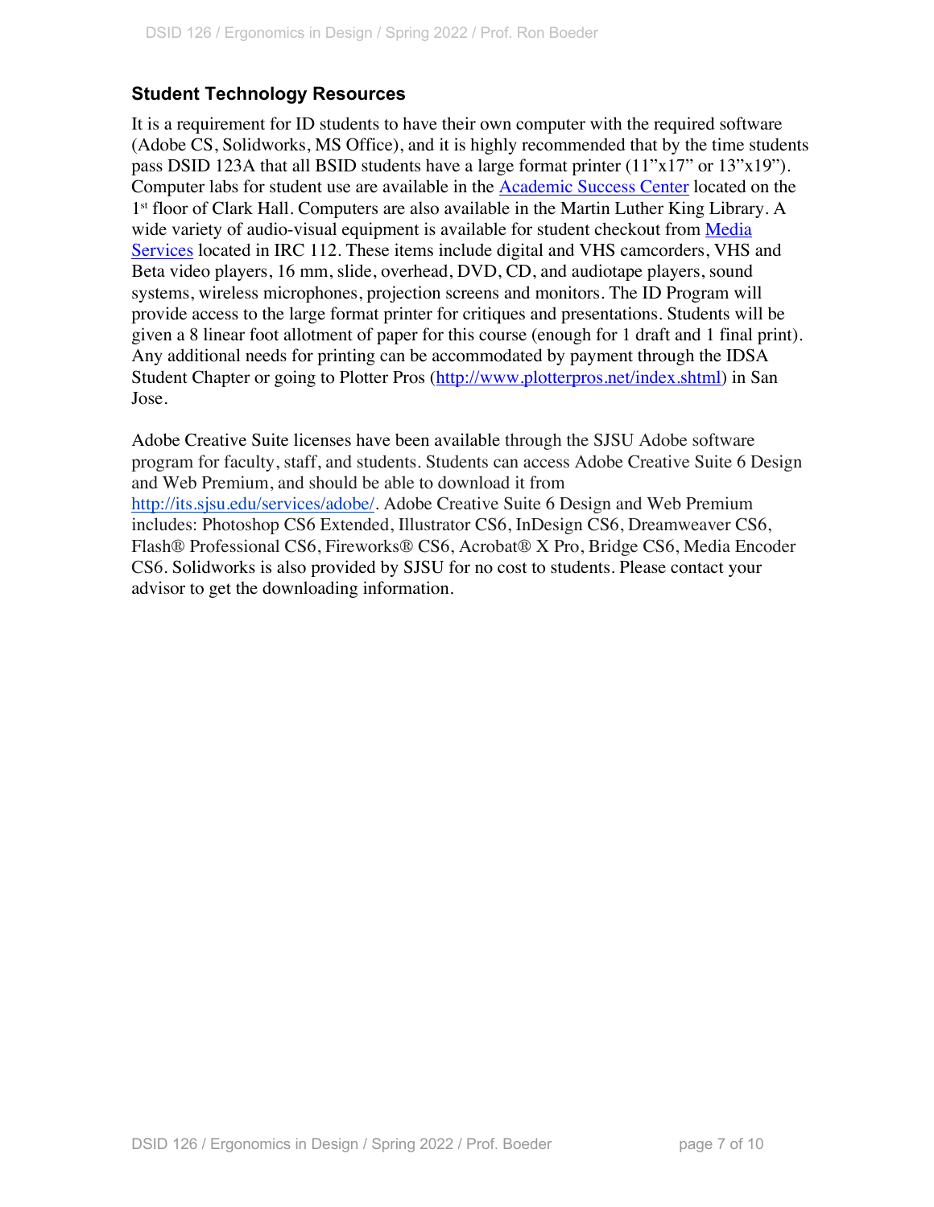### Student Technology Resources

It is a requirement for ID students to have their own computer with the required software (Adobe CS, Solidworks, MS Office), and it is highly recommended that by the time students pass DSID 123A that all BSID students have a large format printer (11"x17" or 13"x19"). Computer labs for student use are available in the [Academic Success Center](Academic Success Center) located on the 1st floor of Clark Hall. Computers are also available in the Martin Luther King Library. A wide variety of audio-visual equipment is available for student checkout from [Media Services](Media Services) located in IRC 112. These items include digital and VHS camcorders, VHS and Beta video players, 16 mm, slide, overhead, DVD, CD, and audiotape players, sound systems, wireless microphones, projection screens and monitors. The ID Program will provide access to the large format printer for critiques and presentations. Students will be given a 8 linear foot allotment of paper for this course (enough for 1 draft and 1 final print). Any additional needs for printing can be accommodated by payment through the IDSA Student Chapter or going to Plotter Pros (http://www.plotterpros.net/index.shtml) in San Jose.

Adobe Creative Suite licenses have been available through the SJSU Adobe software program for faculty, staff, and students. Students can access Adobe Creative Suite 6 Design and Web Premium, and should be able to download it from http://its.sjsu.edu/services/adobe/. Adobe Creative Suite 6 Design and Web Premium includes: Photoshop CS6 Extended, Illustrator CS6, InDesign CS6, Dreamweaver CS6, Flash® Professional CS6, Fireworks® CS6, Acrobat® X Pro, Bridge CS6, Media Encoder CS6. Solidworks is also provided by SJSU for no cost to students. Please contact your advisor to get the downloading information.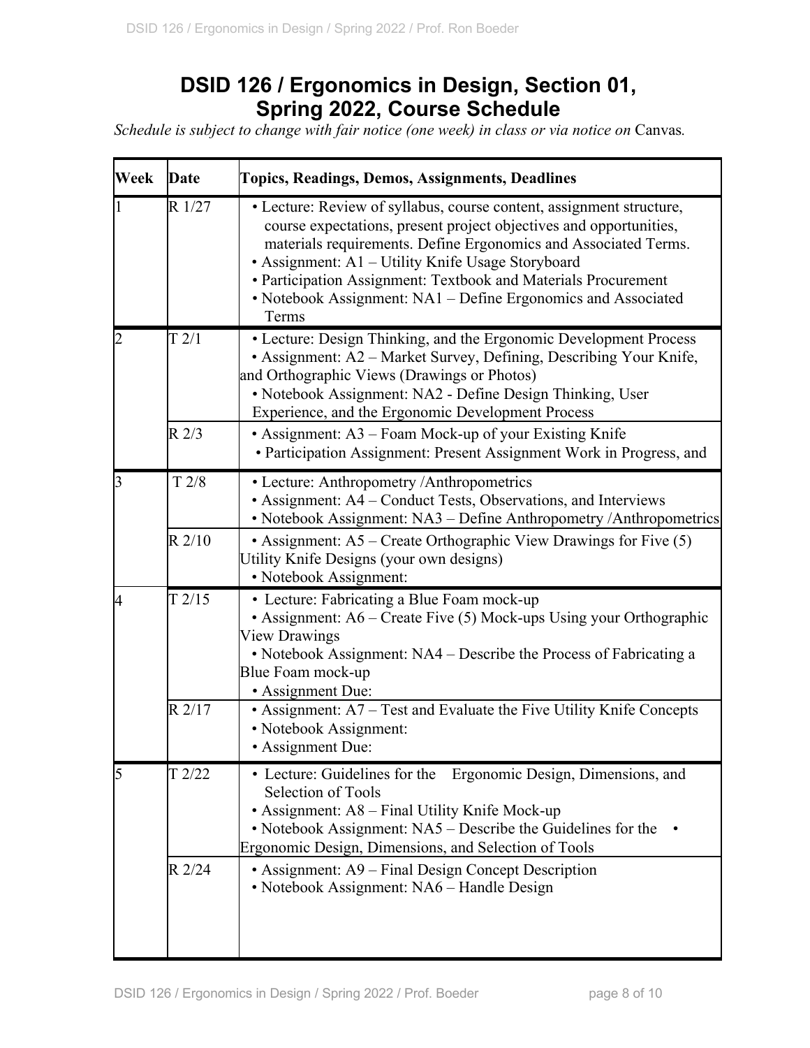# DSID 126 / Ergonomics in Design, Section 01, Spring 2022, Course Schedule

*Schedule is subject to change with fair notice (one week) in class or via notice on* Canvas*.*

| Week | Date | Topics, Readings, Demos, Assignments, Deadlines |
|---|---|---|
| 1 | R 1/27 | • Lecture: Review of syllabus, course content, assignment structure, course expectations, present project objectives and opportunities, materials requirements. Define Ergonomics and Associated Terms.<br>• Assignment: A1 – Utility Knife Usage Storyboard<br>• Participation Assignment: Textbook and Materials Procurement<br>• Notebook Assignment: NA1 – Define Ergonomics and Associated Terms |
| 2 | T 2/1 | • Lecture: Design Thinking, and the Ergonomic Development Process<br>• Assignment: A2 – Market Survey, Defining, Describing Your Knife, and Orthographic Views (Drawings or Photos)<br>• Notebook Assignment: NA2 - Define Design Thinking, User Experience, and the Ergonomic Development Process |
| | R 2/3 | • Assignment: A3 – Foam Mock-up of your Existing Knife<br>• Participation Assignment: Present Assignment Work in Progress, and |
| 3 | T 2/8 | • Lecture: Anthropometry /Anthropometrics<br>• Assignment: A4 – Conduct Tests, Observations, and Interviews<br>• Notebook Assignment: NA3 – Define Anthropometry /Anthropometrics |
| | R 2/10 | • Assignment: A5 – Create Orthographic View Drawings for Five (5) Utility Knife Designs (your own designs)<br>• Notebook Assignment: |
| 4 | T 2/15 | • Lecture: Fabricating a Blue Foam mock-up<br>• Assignment: A6 – Create Five (5) Mock-ups Using your Orthographic View Drawings<br>• Notebook Assignment: NA4 – Describe the Process of Fabricating a Blue Foam mock-up<br>• Assignment Due: |
| | R 2/17 | • Assignment: A7 – Test and Evaluate the Five Utility Knife Concepts<br>• Notebook Assignment:<br>• Assignment Due: |
| 5 | T 2/22 | • Lecture: Guidelines for the Ergonomic Design, Dimensions, and Selection of Tools<br>• Assignment: A8 – Final Utility Knife Mock-up<br>• Notebook Assignment: NA5 – Describe the Guidelines for the • Ergonomic Design, Dimensions, and Selection of Tools |
| | R 2/24 | • Assignment: A9 – Final Design Concept Description<br>• Notebook Assignment: NA6 – Handle Design |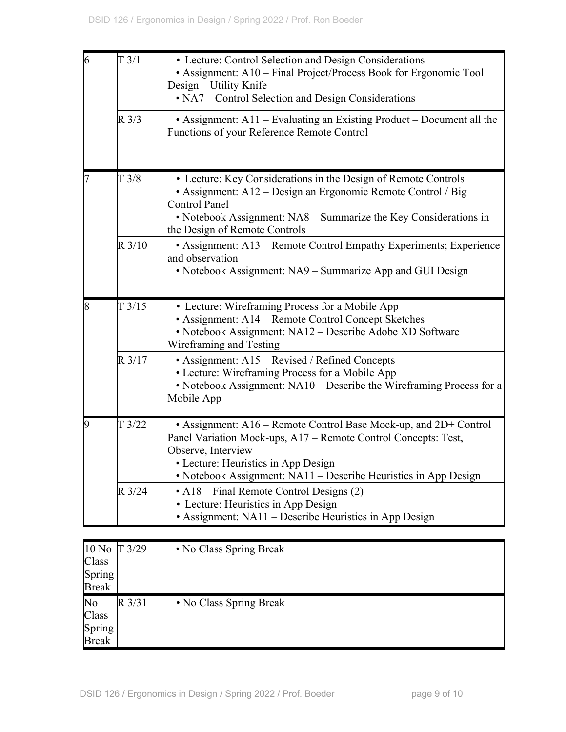| | | |
|---|---|---|
| 6 | T 3/1 | • Lecture: Control Selection and Design Considerations<br>• Assignment: A10 – Final Project/Process Book for Ergonomic Tool Design – Utility Knife<br>• NA7 – Control Selection and Design Considerations |
| | R 3/3 | • Assignment: A11 – Evaluating an Existing Product – Document all the Functions of your Reference Remote Control |
| 7 | T 3/8 | • Lecture: Key Considerations in the Design of Remote Controls<br>• Assignment: A12 – Design an Ergonomic Remote Control / Big Control Panel<br>• Notebook Assignment: NA8 – Summarize the Key Considerations in the Design of Remote Controls |
| | R 3/10 | • Assignment: A13 – Remote Control Empathy Experiments; Experience and observation<br>• Notebook Assignment: NA9 – Summarize App and GUI Design |
| 8 | T 3/15 | • Lecture: Wireframing Process for a Mobile App<br>• Assignment: A14 – Remote Control Concept Sketches<br>• Notebook Assignment: NA12 – Describe Adobe XD Software Wireframing and Testing |
| | R 3/17 | • Assignment: A15 – Revised / Refined Concepts<br>• Lecture: Wireframing Process for a Mobile App<br>• Notebook Assignment: NA10 – Describe the Wireframing Process for a Mobile App |
| 9 | T 3/22 | • Assignment: A16 – Remote Control Base Mock-up, and 2D+ Control Panel Variation Mock-ups, A17 – Remote Control Concepts: Test, Observe, Interview<br>• Lecture: Heuristics in App Design<br>• Notebook Assignment: NA11 – Describe Heuristics in App Design |
| | R 3/24 | • A18 – Final Remote Control Designs (2)<br>• Lecture: Heuristics in App Design<br>• Assignment: NA11 – Describe Heuristics in App Design |

| | | |
|---|---|---|
| 10 No Class Spring Break | T 3/29 | • No Class Spring Break |
| No Class Spring Break | R 3/31 | • No Class Spring Break |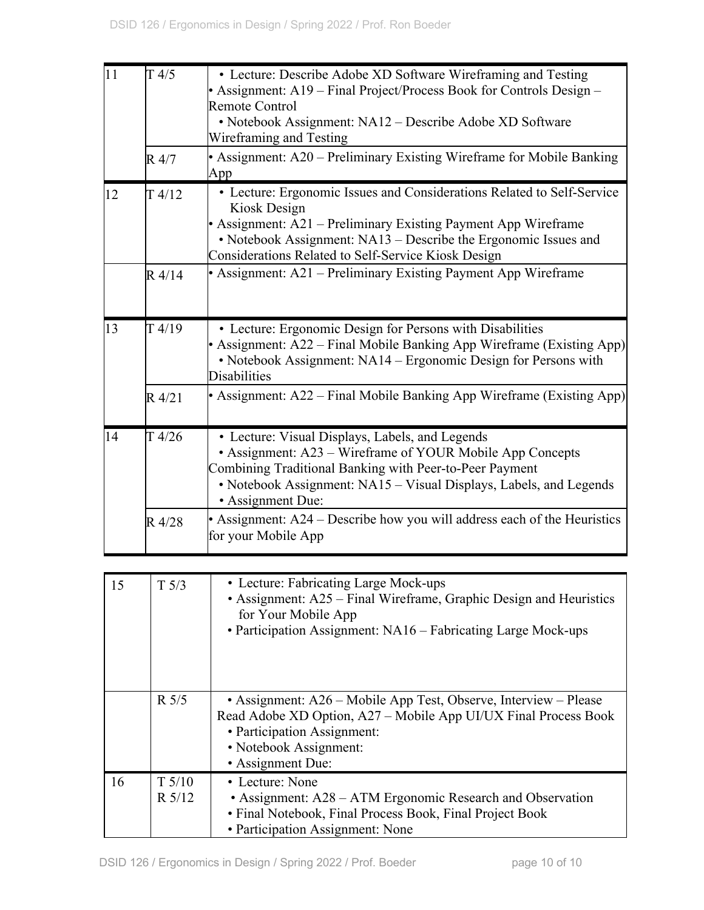| | | |
|---|---|---|
| 11 | T 4/5 | • Lecture: Describe Adobe XD Software Wireframing and Testing<br>• Assignment: A19 – Final Project/Process Book for Controls Design – Remote Control<br>• Notebook Assignment: NA12 – Describe Adobe XD Software Wireframing and Testing |
| | R 4/7 | • Assignment: A20 – Preliminary Existing Wireframe for Mobile Banking App |
| 12 | T 4/12 | • Lecture: Ergonomic Issues and Considerations Related to Self-Service Kiosk Design<br>• Assignment: A21 – Preliminary Existing Payment App Wireframe<br>• Notebook Assignment: NA13 – Describe the Ergonomic Issues and Considerations Related to Self-Service Kiosk Design |
| | R 4/14 | • Assignment: A21 – Preliminary Existing Payment App Wireframe |
| 13 | T 4/19 | • Lecture: Ergonomic Design for Persons with Disabilities<br>• Assignment: A22 – Final Mobile Banking App Wireframe (Existing App)<br>• Notebook Assignment: NA14 – Ergonomic Design for Persons with Disabilities |
| | R 4/21 | • Assignment: A22 – Final Mobile Banking App Wireframe (Existing App) |
| 14 | T 4/26 | • Lecture: Visual Displays, Labels, and Legends<br>• Assignment: A23 – Wireframe of YOUR Mobile App Concepts Combining Traditional Banking with Peer-to-Peer Payment<br>• Notebook Assignment: NA15 – Visual Displays, Labels, and Legends<br>• Assignment Due: |
| | R 4/28 | • Assignment: A24 – Describe how you will address each of the Heuristics for your Mobile App |
| 15 | T 5/3 | • Lecture: Fabricating Large Mock-ups<br>• Assignment: A25 – Final Wireframe, Graphic Design and Heuristics for Your Mobile App<br>• Participation Assignment: NA16 – Fabricating Large Mock-ups |
| | R 5/5 | • Assignment: A26 – Mobile App Test, Observe, Interview – Please Read Adobe XD Option, A27 – Mobile App UI/UX Final Process Book<br>• Participation Assignment:<br>• Notebook Assignment:<br>• Assignment Due: |
| 16 | T 5/10<br>R 5/12 | • Lecture: None<br>• Assignment: A28 – ATM Ergonomic Research and Observation<br>• Final Notebook, Final Process Book, Final Project Book<br>• Participation Assignment: None |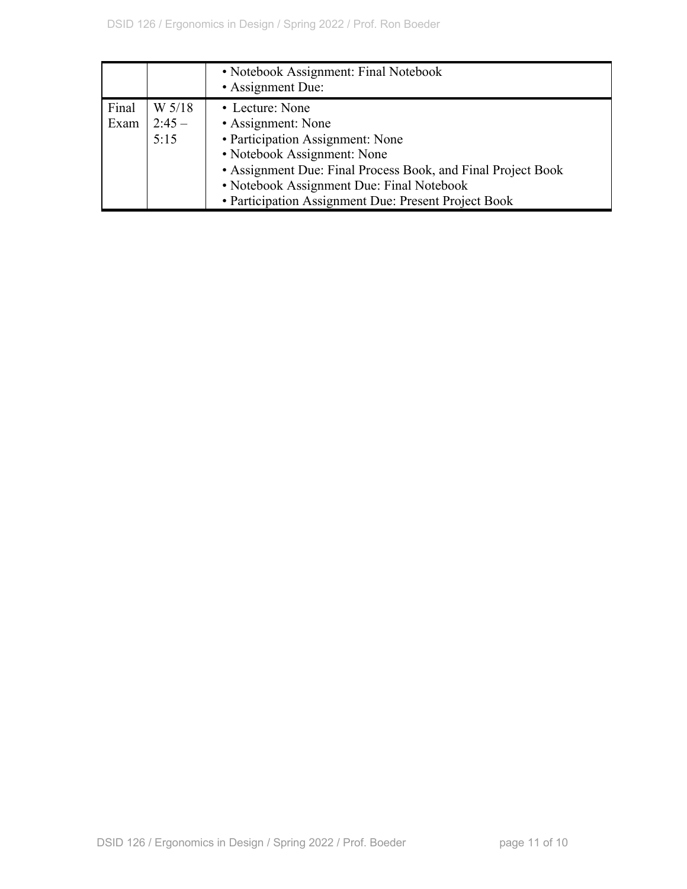| | | |
|---|---|---|
| | | • Notebook Assignment: Final Notebook<br>• Assignment Due: |
| Final Exam | W 5/18 2:45 – 5:15 | • Lecture: None<br>• Assignment: None<br>• Participation Assignment: None<br>• Notebook Assignment: None<br>• Assignment Due: Final Process Book, and Final Project Book<br>• Notebook Assignment Due: Final Notebook<br>• Participation Assignment Due: Present Project Book |